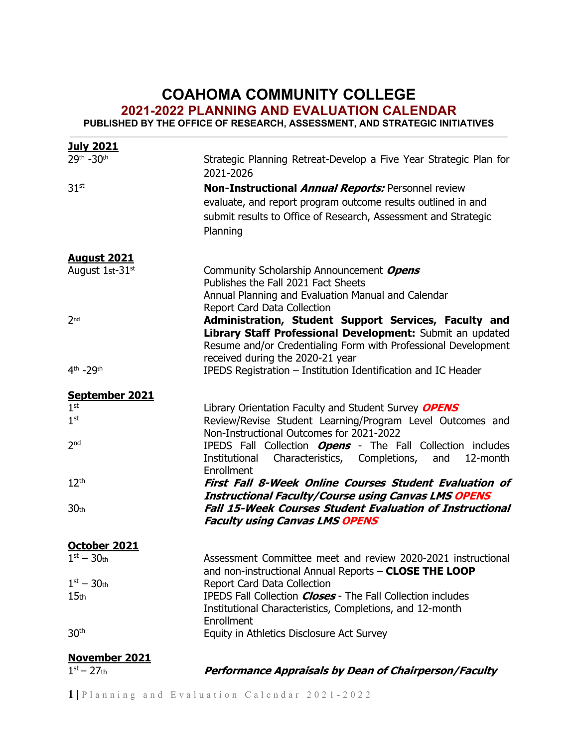# COAHOMA COMMUNITY COLLEGE

## 2021-2022 PLANNING AND EVALUATION CALENDAR

### PUBLISHED BY THE OFFICE OF RESEARCH, ASSESSMENT, AND STRATEGIC INITIATIVES

**July 2021**

| | |
|---|---|
| 29th -30th | Strategic Planning Retreat-Develop a Five Year Strategic Plan for 2021-2026 |
| 31st | **Non-Instructional *Annual Reports:*** Personnel review evaluate, and report program outcome results outlined in and submit results to Office of Research, Assessment and Strategic Planning |

**August 2021**

| | |
|---|---|
| August 1st-31st | Community Scholarship Announcement ***Opens*** <br> Publishes the Fall 2021 Fact Sheets <br> Annual Planning and Evaluation Manual and Calendar <br> Report Card Data Collection |
| 2nd | **Administration, Student Support Services, Faculty and Library Staff Professional Development:** Submit an updated Resume and/or Credentialing Form with Professional Development received during the 2020-21 year |
| 4th -29th | IPEDS Registration – Institution Identification and IC Header |

**September 2021**

| | |
|---|---|
| 1st | Library Orientation Faculty and Student Survey ***OPENS*** |
| 1st | Review/Revise Student Learning/Program Level Outcomes and Non-Instructional Outcomes for 2021-2022 |
| 2nd | IPEDS Fall Collection ***Opens*** - The Fall Collection includes Institutional Characteristics, Completions, and 12-month Enrollment |
| 12th | ***First Fall 8-Week Online Courses Student Evaluation of Instructional Faculty/Course using Canvas LMS OPENS*** |
| 30th | ***Fall 15-Week Courses Student Evaluation of Instructional Faculty using Canvas LMS OPENS*** |

**October 2021**

| | |
|---|---|
| 1st – 30th | Assessment Committee meet and review 2020-2021 instructional and non-instructional Annual Reports – **CLOSE THE LOOP** |
| 1st – 30th | Report Card Data Collection |
| 15th | IPEDS Fall Collection ***Closes*** - The Fall Collection includes Institutional Characteristics, Completions, and 12-month Enrollment |
| 30th | Equity in Athletics Disclosure Act Survey |

**November 2021**

| | |
|---|---|
| 1st – 27th | ***Performance Appraisals by Dean of Chairperson/Faculty*** |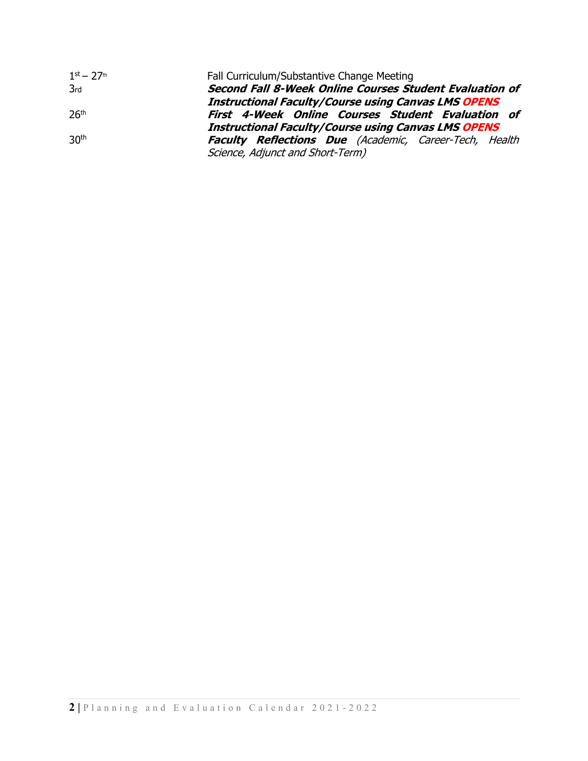| | |
|---|---|
| 1st – 27th | Fall Curriculum/Substantive Change Meeting |
| 3rd | ***Second Fall 8-Week Online Courses Student Evaluation of Instructional Faculty/Course using Canvas LMS OPENS*** |
| 26th | ***First 4-Week Online Courses Student Evaluation of Instructional Faculty/Course using Canvas LMS OPENS*** |
| 30th | ***Faculty Reflections Due*** *(Academic, Career-Tech, Health Science, Adjunct and Short-Term)* |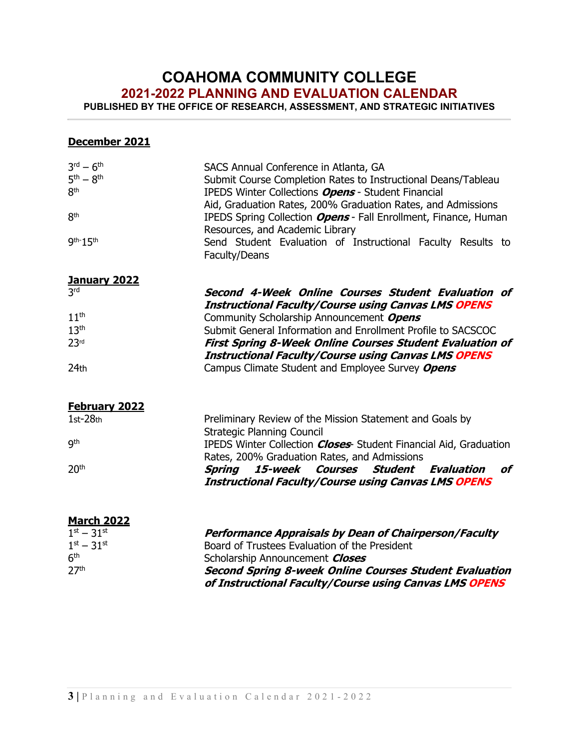# COAHOMA COMMUNITY COLLEGE

## 2021-2022 PLANNING AND EVALUATION CALENDAR

**PUBLISHED BY THE OFFICE OF RESEARCH, ASSESSMENT, AND STRATEGIC INITIATIVES**

---

### December 2021

| | |
|---|---|
| 3rd – 6th | SACS Annual Conference in Atlanta, GA |
| 5th – 8th | Submit Course Completion Rates to Instructional Deans/Tableau |
| 8th | IPEDS Winter Collections ***Opens*** - Student Financial Aid, Graduation Rates, 200% Graduation Rates, and Admissions |
| 8th | IPEDS Spring Collection ***Opens*** - Fall Enrollment, Finance, Human Resources, and Academic Library |
| 9th-15th | Send Student Evaluation of Instructional Faculty Results to Faculty/Deans |

### January 2022

| | |
|---|---|
| 3rd | ***Second 4-Week Online Courses Student Evaluation of Instructional Faculty/Course using Canvas LMS OPENS*** |
| 11th | Community Scholarship Announcement ***Opens*** |
| 13th | Submit General Information and Enrollment Profile to SACSCOC |
| 23rd | ***First Spring 8-Week Online Courses Student Evaluation of Instructional Faculty/Course using Canvas LMS OPENS*** |
| 24th | Campus Climate Student and Employee Survey ***Opens*** |

### February 2022

| | |
|---|---|
| 1st-28th | Preliminary Review of the Mission Statement and Goals by Strategic Planning Council |
| 9th | IPEDS Winter Collection ***Closes***- Student Financial Aid, Graduation Rates, 200% Graduation Rates, and Admissions |
| 20th | ***Spring 15-week Courses Student Evaluation of Instructional Faculty/Course using Canvas LMS OPENS*** |

### March 2022

| | |
|---|---|
| 1st – 31st | ***Performance Appraisals by Dean of Chairperson/Faculty*** |
| 1st – 31st | Board of Trustees Evaluation of the President |
| 6th | Scholarship Announcement ***Closes*** |
| 27th | ***Second Spring 8-week Online Courses Student Evaluation of Instructional Faculty/Course using Canvas LMS OPENS*** |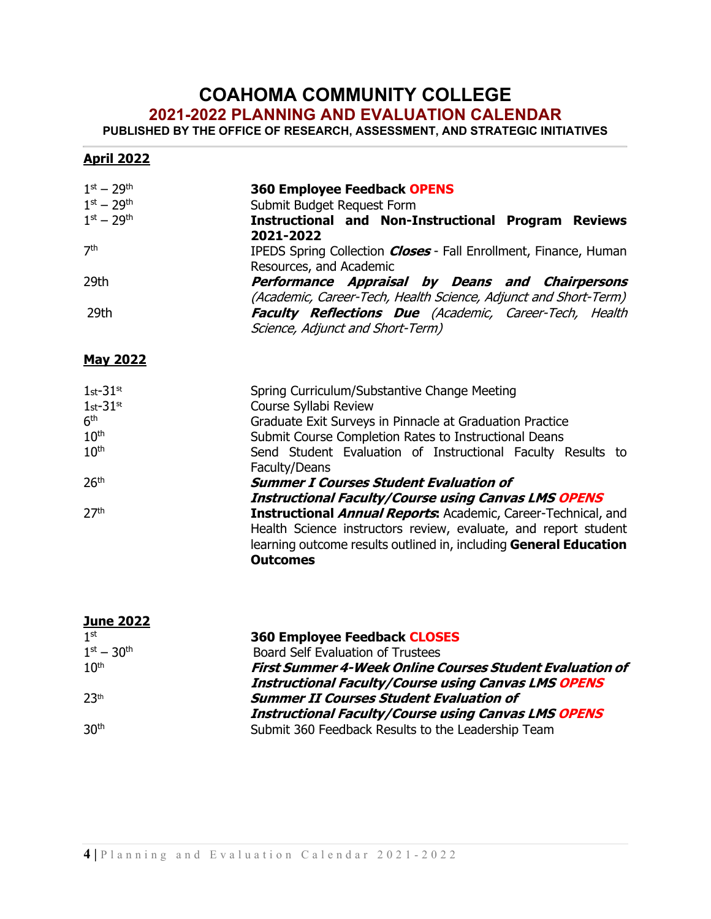# COAHOMA COMMUNITY COLLEGE

## 2021-2022 PLANNING AND EVALUATION CALENDAR

**PUBLISHED BY THE OFFICE OF RESEARCH, ASSESSMENT, AND STRATEGIC INITIATIVES**

### April 2022

| Date | Activity |
|---|---|
| 1st – 29th | **360 Employee Feedback OPENS** |
| 1st – 29th | Submit Budget Request Form |
| 1st – 29th | **Instructional and Non-Instructional Program Reviews 2021-2022** |
| 7th | IPEDS Spring Collection ***Closes*** - Fall Enrollment, Finance, Human Resources, and Academic |
| 29th | ***Performance Appraisal by Deans and Chairpersons*** *(Academic, Career-Tech, Health Science, Adjunct and Short-Term)* |
| 29th | ***Faculty Reflections Due*** *(Academic, Career-Tech, Health Science, Adjunct and Short-Term)* |

### May 2022

| Date | Activity |
|---|---|
| 1st-31st | Spring Curriculum/Substantive Change Meeting |
| 1st-31st | Course Syllabi Review |
| 6th | Graduate Exit Surveys in Pinnacle at Graduation Practice |
| 10th | Submit Course Completion Rates to Instructional Deans |
| 10th | Send Student Evaluation of Instructional Faculty Results to Faculty/Deans |
| 26th | ***Summer I Courses Student Evaluation of Instructional Faculty/Course using Canvas LMS OPENS*** |
| 27th | **Instructional *Annual Reports*:** Academic, Career-Technical, and Health Science instructors review, evaluate, and report student learning outcome results outlined in, including **General Education Outcomes** |

### June 2022

| Date | Activity |
|---|---|
| 1st | **360 Employee Feedback CLOSES** |
| 1st – 30th | Board Self Evaluation of Trustees |
| 10th | ***First Summer 4-Week Online Courses Student Evaluation of Instructional Faculty/Course using Canvas LMS OPENS*** |
| 23th | ***Summer II Courses Student Evaluation of Instructional Faculty/Course using Canvas LMS OPENS*** |
| 30th | Submit 360 Feedback Results to the Leadership Team |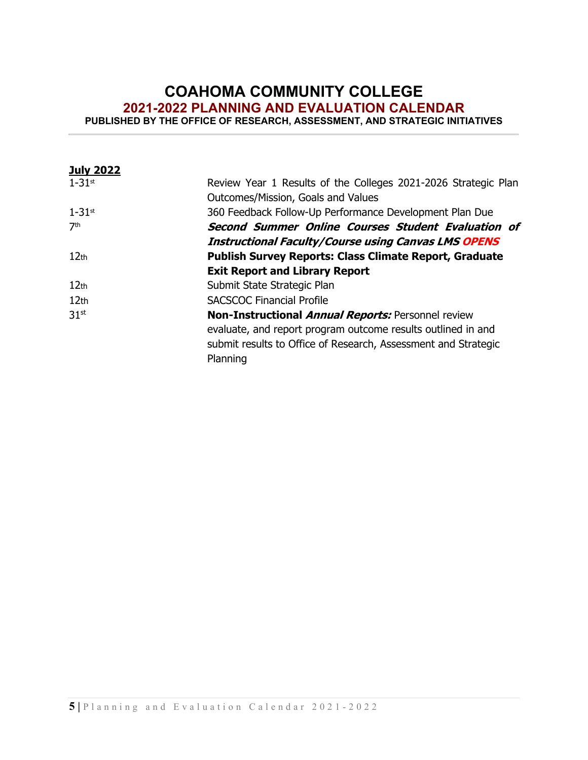# COAHOMA COMMUNITY COLLEGE

## 2021-2022 PLANNING AND EVALUATION CALENDAR

**PUBLISHED BY THE OFFICE OF RESEARCH, ASSESSMENT, AND STRATEGIC INITIATIVES**

---

**July 2022**

| | |
|---|---|
| 1-31st | Review Year 1 Results of the Colleges 2021-2026 Strategic Plan Outcomes/Mission, Goals and Values |
| 1-31st | 360 Feedback Follow-Up Performance Development Plan Due |
| 7th | ***Second Summer Online Courses Student Evaluation of Instructional Faculty/Course using Canvas LMS OPENS*** |
| 12th | **Publish Survey Reports: Class Climate Report, Graduate Exit Report and Library Report** |
| 12th | Submit State Strategic Plan |
| 12th | SACSCOC Financial Profile |
| 31st | **Non-Instructional *Annual Reports:*** Personnel review evaluate, and report program outcome results outlined in and submit results to Office of Research, Assessment and Strategic Planning |